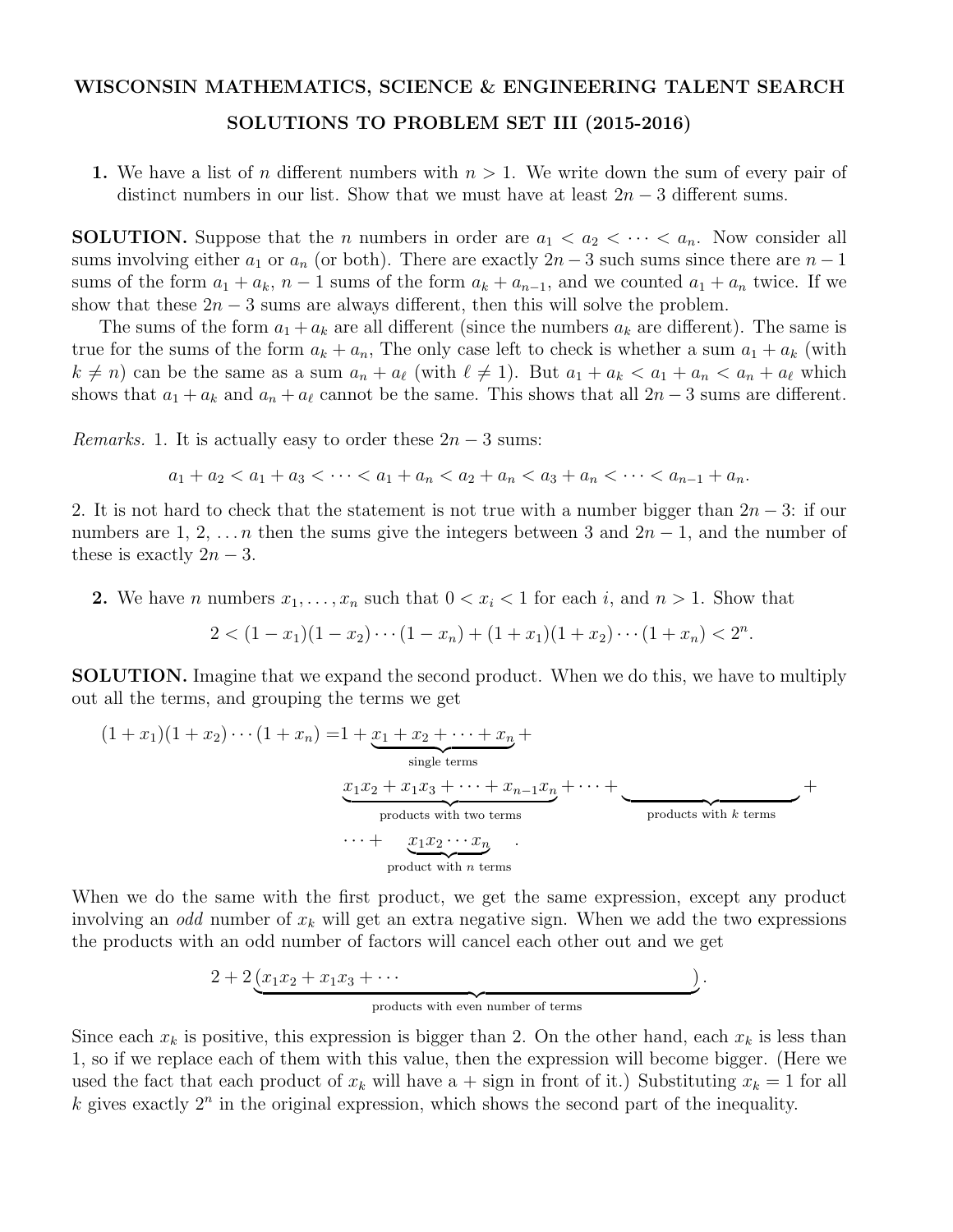**WISCONSIN MATHEMATICS, SCIENCE & ENGINEERING TALENT SEARCH**

**SOLUTIONS TO PROBLEM SET III (2015-2016)**

**1.** We have a list of $n$ different numbers with $n > 1$. We write down the sum of every pair of distinct numbers in our list. Show that we must have at least $2n - 3$ different sums.

**SOLUTION.** Suppose that the $n$ numbers in order are $a_1 < a_2 < \cdots < a_n$. Now consider all sums involving either $a_1$ or $a_n$ (or both). There are exactly $2n-3$ such sums since there are $n-1$ sums of the form $a_1 + a_k$, $n-1$ sums of the form $a_k + a_{n-1}$, and we counted $a_1 + a_n$ twice. If we show that these $2n-3$ sums are always different, then this will solve the problem.

The sums of the form $a_1 + a_k$ are all different (since the numbers $a_k$ are different). The same is true for the sums of the form $a_k + a_n$, The only case left to check is whether a sum $a_1 + a_k$ (with $k \neq n$) can be the same as a sum $a_n + a_\ell$ (with $\ell \neq 1$). But $a_1 + a_k < a_1 + a_n < a_n + a_\ell$ which shows that $a_1 + a_k$ and $a_n + a_\ell$ cannot be the same. This shows that all $2n-3$ sums are different.

*Remarks.* 1. It is actually easy to order these $2n - 3$ sums:

$$a_1 + a_2 < a_1 + a_3 < \cdots < a_1 + a_n < a_2 + a_n < a_3 + a_n < \cdots < a_{n-1} + a_n.$$

2. It is not hard to check that the statement is not true with a number bigger than $2n-3$: if our numbers are 1, 2, $\ldots n$ then the sums give the integers between 3 and $2n-1$, and the number of these is exactly $2n-3$.

**2.** We have $n$ numbers $x_1, \ldots, x_n$ such that $0 < x_i < 1$ for each $i$, and $n > 1$. Show that

$$2 < (1-x_1)(1-x_2)\cdots(1-x_n) + (1+x_1)(1+x_2)\cdots(1+x_n) < 2^n.$$

**SOLUTION.** Imagine that we expand the second product. When we do this, we have to multiply out all the terms, and grouping the terms we get

$$\begin{aligned}(1+x_1)(1+x_2)\cdots(1+x_n) = 1 + &\underbrace{x_1 + x_2 + \cdots + x_n}_{\text{single terms}} + \\ &\underbrace{x_1x_2 + x_1x_3 + \cdots + x_{n-1}x_n}_{\text{products with two terms}} + \cdots + \underbrace{\qquad\qquad\qquad}_{\text{products with } k \text{ terms}} + \\ &\cdots + \underbrace{x_1x_2\cdots x_n}_{\text{product with } n \text{ terms}}.\end{aligned}$$

When we do the same with the first product, we get the same expression, except any product involving an *odd* number of $x_k$ will get an extra negative sign. When we add the two expressions the products with an odd number of factors will cancel each other out and we get

$$2 + 2\underbrace{(x_1x_2 + x_1x_3 + \cdots \qquad\qquad\qquad\qquad)}_{\text{products with even number of terms}}.$$

Since each $x_k$ is positive, this expression is bigger than 2. On the other hand, each $x_k$ is less than 1, so if we replace each of them with this value, then the expression will become bigger. (Here we used the fact that each product of $x_k$ will have a + sign in front of it.) Substituting $x_k = 1$ for all $k$ gives exactly $2^n$ in the original expression, which shows the second part of the inequality.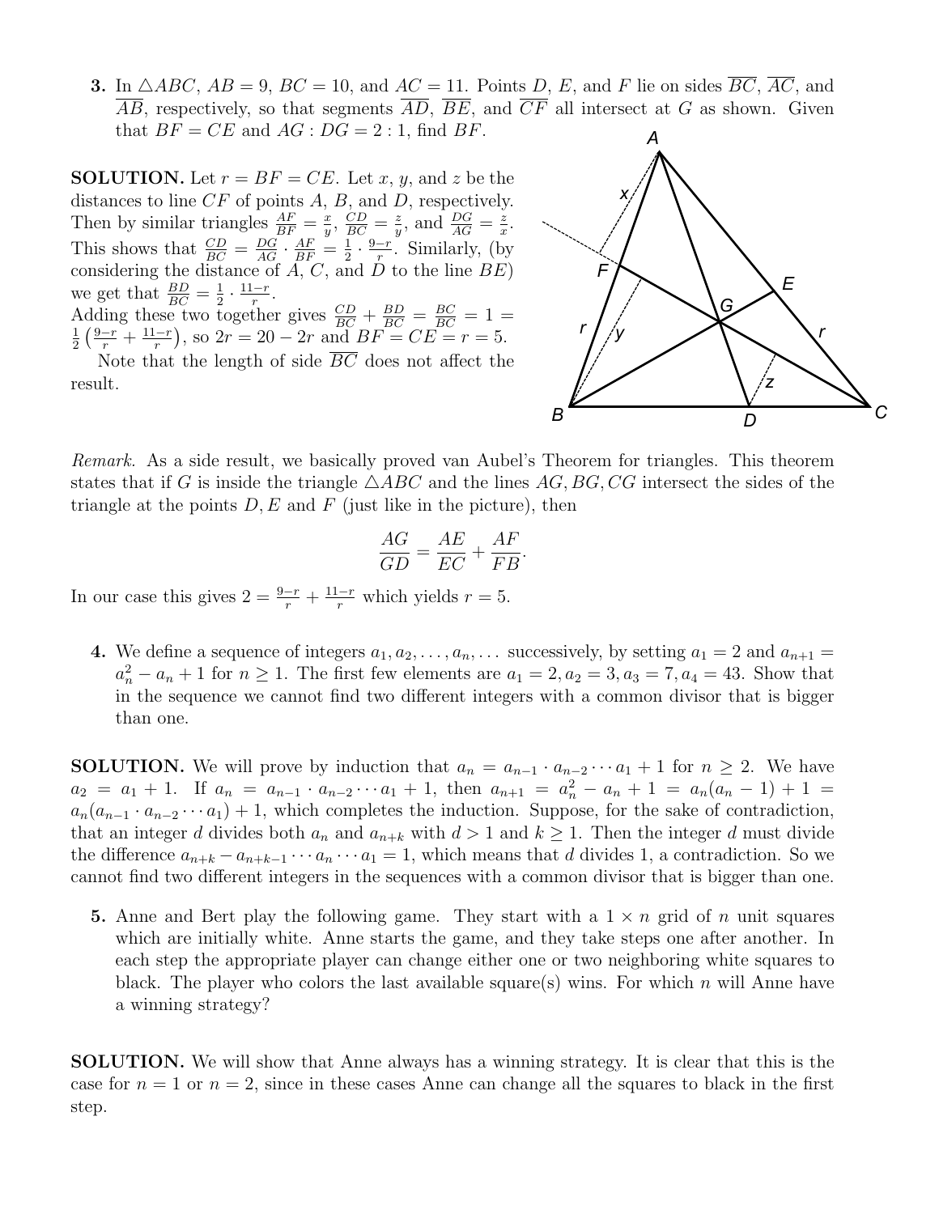**3.** In $\triangle ABC$, $AB = 9$, $BC = 10$, and $AC = 11$. Points $D$, $E$, and $F$ lie on sides $\overline{BC}$, $\overline{AC}$, and $\overline{AB}$, respectively, so that segments $\overline{AD}$, $\overline{BE}$, and $\overline{CF}$ all intersect at $G$ as shown. Given that $BF = CE$ and $AG : DG = 2 : 1$, find $BF$.

**SOLUTION.** Let $r = BF = CE$. Let $x$, $y$, and $z$ be the distances to line $CF$ of points $A$, $B$, and $D$, respectively. Then by similar triangles $\frac{AF}{BF} = \frac{x}{y}$, $\frac{CD}{BC} = \frac{z}{y}$, and $\frac{DG}{AG} = \frac{z}{x}$. This shows that $\frac{CD}{BC} = \frac{DG}{AG} \cdot \frac{AF}{BF} = \frac{1}{2} \cdot \frac{9-r}{r}$. Similarly, (by considering the distance of $A$, $C$, and $D$ to the line $BE$) we get that $\frac{BD}{BC} = \frac{1}{2} \cdot \frac{11-r}{r}$.
Adding these two together gives $\frac{CD}{BC} + \frac{BD}{BC} = \frac{BC}{BC} = 1 = \frac{1}{2}\left(\frac{9-r}{r} + \frac{11-r}{r}\right)$, so $2r = 20 - 2r$ and $BF = CE = r = 5$.

Note that the length of side $\overline{BC}$ does not affect the result.

*Remark.* As a side result, we basically proved van Aubel's Theorem for triangles. This theorem states that if $G$ is inside the triangle $\triangle ABC$ and the lines $AG, BG, CG$ intersect the sides of the triangle at the points $D, E$ and $F$ (just like in the picture), then

$$\frac{AG}{GD} = \frac{AE}{EC} + \frac{AF}{FB}.$$

In our case this gives $2 = \frac{9-r}{r} + \frac{11-r}{r}$ which yields $r = 5$.

**4.** We define a sequence of integers $a_1, a_2, \ldots, a_n, \ldots$ successively, by setting $a_1 = 2$ and $a_{n+1} = a_n^2 - a_n + 1$ for $n \geq 1$. The first few elements are $a_1 = 2, a_2 = 3, a_3 = 7, a_4 = 43$. Show that in the sequence we cannot find two different integers with a common divisor that is bigger than one.

**SOLUTION.** We will prove by induction that $a_n = a_{n-1} \cdot a_{n-2} \cdots a_1 + 1$ for $n \geq 2$. We have $a_2 = a_1 + 1$. If $a_n = a_{n-1} \cdot a_{n-2} \cdots a_1 + 1$, then $a_{n+1} = a_n^2 - a_n + 1 = a_n(a_n - 1) + 1 = a_n(a_{n-1} \cdot a_{n-2} \cdots a_1) + 1$, which completes the induction. Suppose, for the sake of contradiction, that an integer $d$ divides both $a_n$ and $a_{n+k}$ with $d > 1$ and $k \geq 1$. Then the integer $d$ must divide the difference $a_{n+k} - a_{n+k-1} \cdots a_n \cdots a_1 = 1$, which means that $d$ divides 1, a contradiction. So we cannot find two different integers in the sequences with a common divisor that is bigger than one.

**5.** Anne and Bert play the following game. They start with a $1 \times n$ grid of $n$ unit squares which are initially white. Anne starts the game, and they take steps one after another. In each step the appropriate player can change either one or two neighboring white squares to black. The player who colors the last available square(s) wins. For which $n$ will Anne have a winning strategy?

**SOLUTION.** We will show that Anne always has a winning strategy. It is clear that this is the case for $n = 1$ or $n = 2$, since in these cases Anne can change all the squares to black in the first step.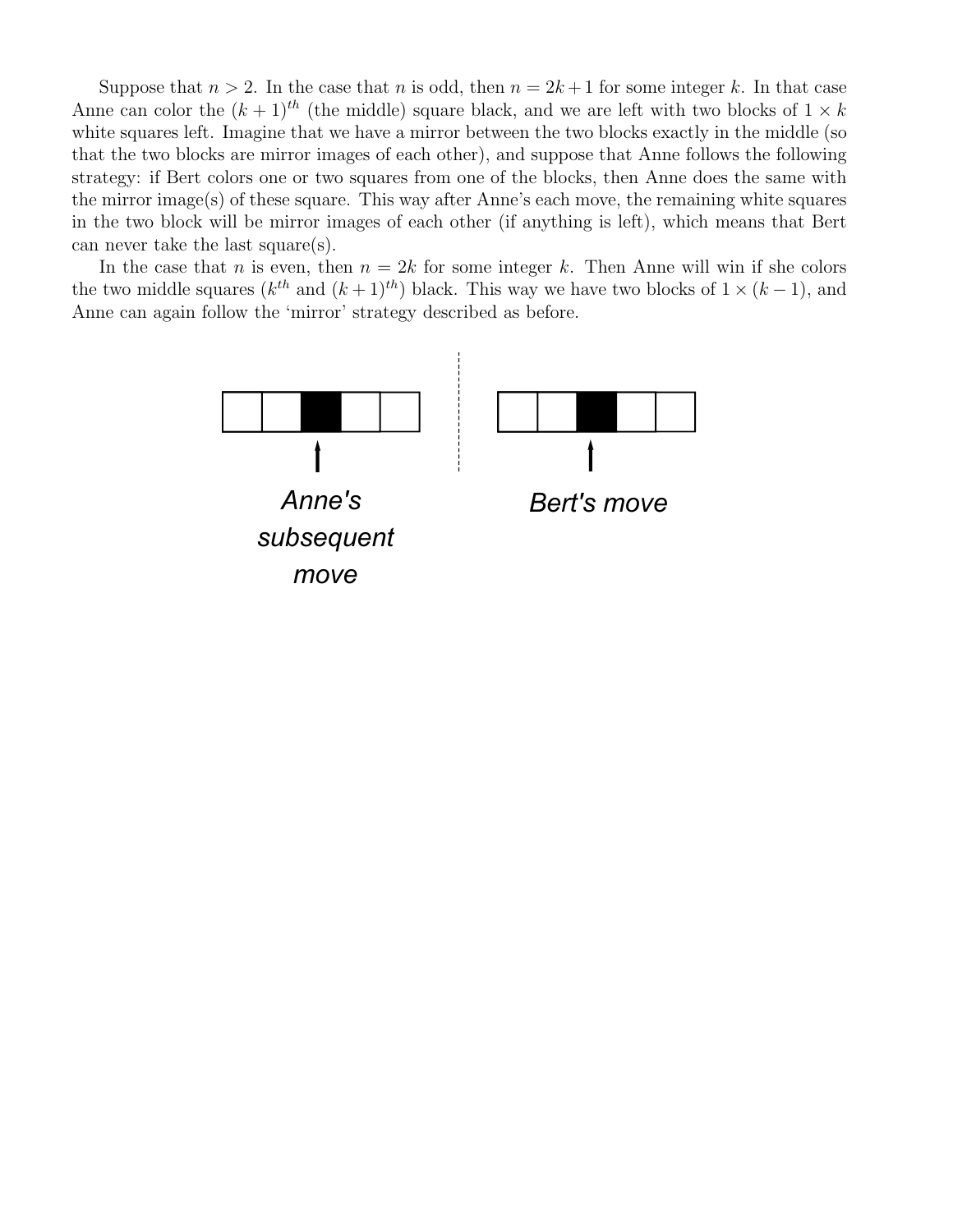Suppose that $n > 2$. In the case that $n$ is odd, then $n = 2k+1$ for some integer $k$. In that case Anne can color the $(k+1)^{th}$ (the middle) square black, and we are left with two blocks of $1 \times k$ white squares left. Imagine that we have a mirror between the two blocks exactly in the middle (so that the two blocks are mirror images of each other), and suppose that Anne follows the following strategy: if Bert colors one or two squares from one of the blocks, then Anne does the same with the mirror image(s) of these square. This way after Anne's each move, the remaining white squares in the two block will be mirror images of each other (if anything is left), which means that Bert can never take the last square(s).

In the case that $n$ is even, then $n = 2k$ for some integer $k$. Then Anne will win if she colors the two middle squares ($k^{th}$ and $(k+1)^{th}$) black. This way we have two blocks of $1 \times (k-1)$, and Anne can again follow the 'mirror' strategy described as before.

Anne's subsequent move

Bert's move